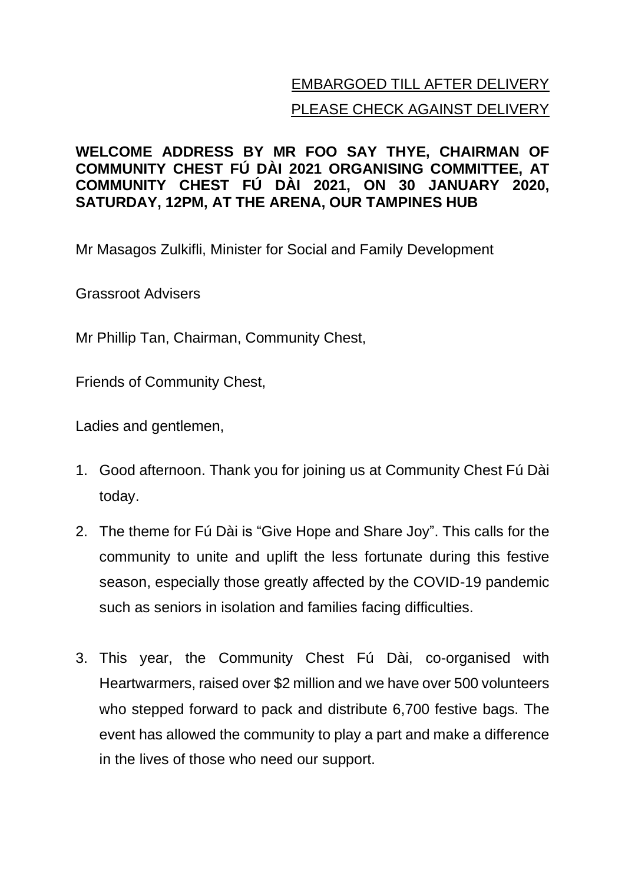EMBARGOED TILL AFTER DELIVERY

PLEASE CHECK AGAINST DELIVERY

**WELCOME ADDRESS BY MR FOO SAY THYE, CHAIRMAN OF COMMUNITY CHEST FÚ DÀI 2021 ORGANISING COMMITTEE, AT COMMUNITY CHEST FÚ DÀI 2021, ON 30 JANUARY 2020, SATURDAY, 12PM, AT THE ARENA, OUR TAMPINES HUB**

Mr Masagos Zulkifli, Minister for Social and Family Development

Grassroot Advisers

Mr Phillip Tan, Chairman, Community Chest,

Friends of Community Chest,

Ladies and gentlemen,

1. Good afternoon. Thank you for joining us at Community Chest Fú Dài today.
2. The theme for Fú Dài is "Give Hope and Share Joy". This calls for the community to unite and uplift the less fortunate during this festive season, especially those greatly affected by the COVID-19 pandemic such as seniors in isolation and families facing difficulties.
3. This year, the Community Chest Fú Dài, co-organised with Heartwarmers, raised over $2 million and we have over 500 volunteers who stepped forward to pack and distribute 6,700 festive bags. The event has allowed the community to play a part and make a difference in the lives of those who need our support.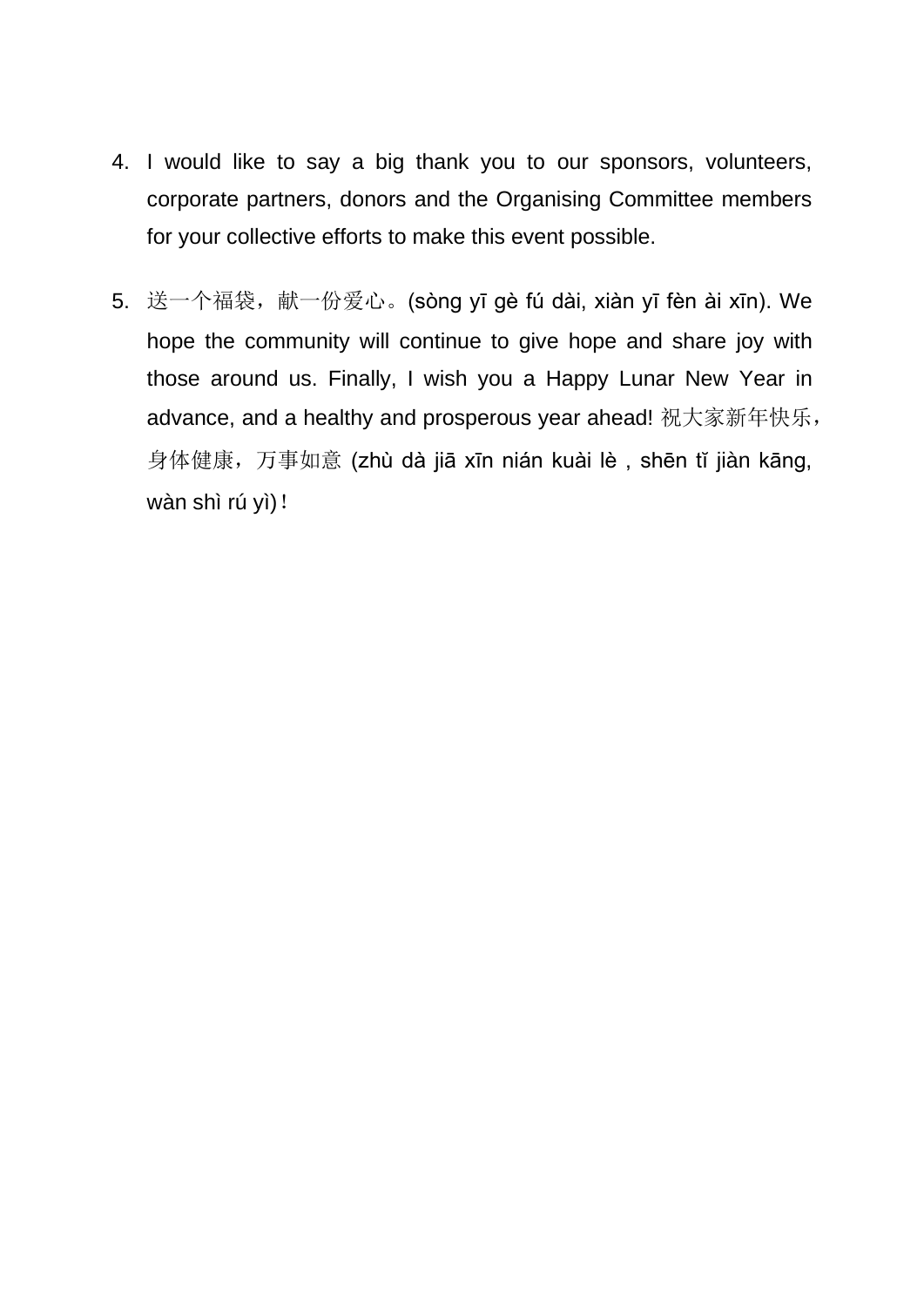4. I would like to say a big thank you to our sponsors, volunteers, corporate partners, donors and the Organising Committee members for your collective efforts to make this event possible.

5. 送一个福袋，献一份爱心。(sòng yī gè fú dài, xiàn yī fèn ài xīn). We hope the community will continue to give hope and share joy with those around us. Finally, I wish you a Happy Lunar New Year in advance, and a healthy and prosperous year ahead! 祝大家新年快乐，身体健康，万事如意 (zhù dà jiā xīn nián kuài lè , shēn tǐ jiàn kāng, wàn shì rú yì)！